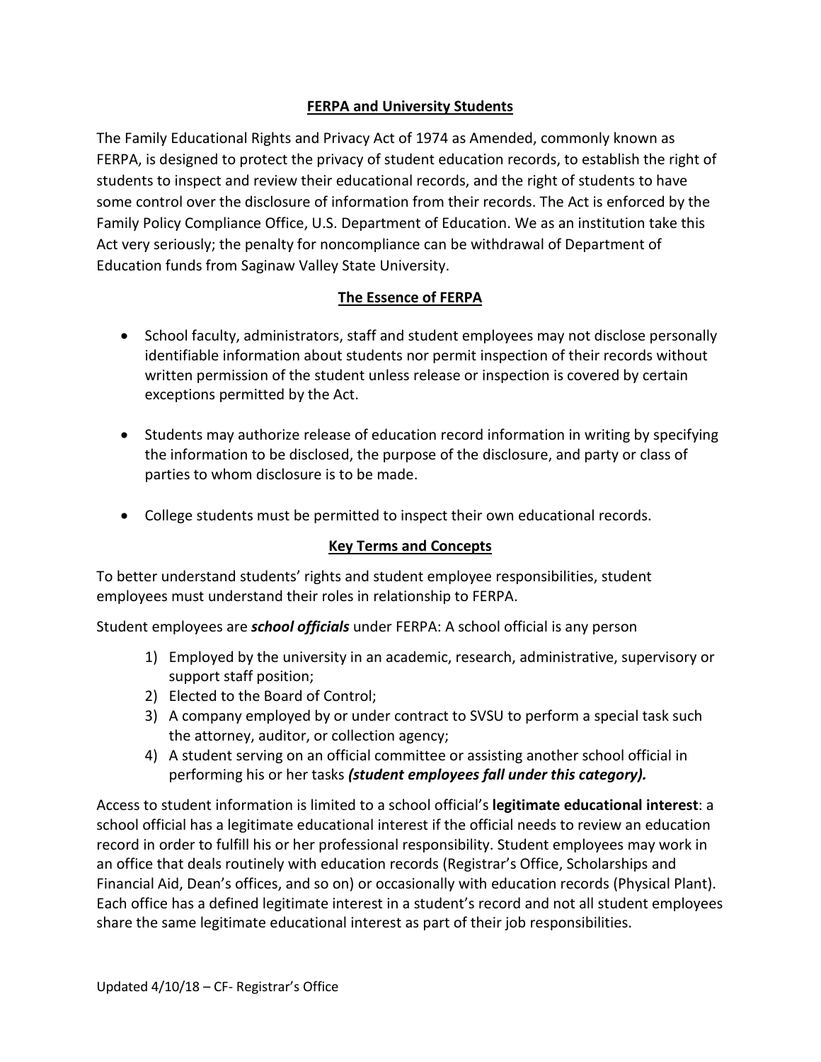## FERPA and University Students

The Family Educational Rights and Privacy Act of 1974 as Amended, commonly known as FERPA, is designed to protect the privacy of student education records, to establish the right of students to inspect and review their educational records, and the right of students to have some control over the disclosure of information from their records. The Act is enforced by the Family Policy Compliance Office, U.S. Department of Education. We as an institution take this Act very seriously; the penalty for noncompliance can be withdrawal of Department of Education funds from Saginaw Valley State University.

## The Essence of FERPA

- School faculty, administrators, staff and student employees may not disclose personally identifiable information about students nor permit inspection of their records without written permission of the student unless release or inspection is covered by certain exceptions permitted by the Act.

- Students may authorize release of education record information in writing by specifying the information to be disclosed, the purpose of the disclosure, and party or class of parties to whom disclosure is to be made.

- College students must be permitted to inspect their own educational records.

## Key Terms and Concepts

To better understand students' rights and student employee responsibilities, student employees must understand their roles in relationship to FERPA.

Student employees are ***school officials*** under FERPA: A school official is any person

1) Employed by the university in an academic, research, administrative, supervisory or support staff position;
2) Elected to the Board of Control;
3) A company employed by or under contract to SVSU to perform a special task such the attorney, auditor, or collection agency;
4) A student serving on an official committee or assisting another school official in performing his or her tasks ***(student employees fall under this category).***

Access to student information is limited to a school official's **legitimate educational interest**: a school official has a legitimate educational interest if the official needs to review an education record in order to fulfill his or her professional responsibility. Student employees may work in an office that deals routinely with education records (Registrar's Office, Scholarships and Financial Aid, Dean's offices, and so on) or occasionally with education records (Physical Plant). Each office has a defined legitimate interest in a student's record and not all student employees share the same legitimate educational interest as part of their job responsibilities.

Updated 4/10/18 – CF- Registrar's Office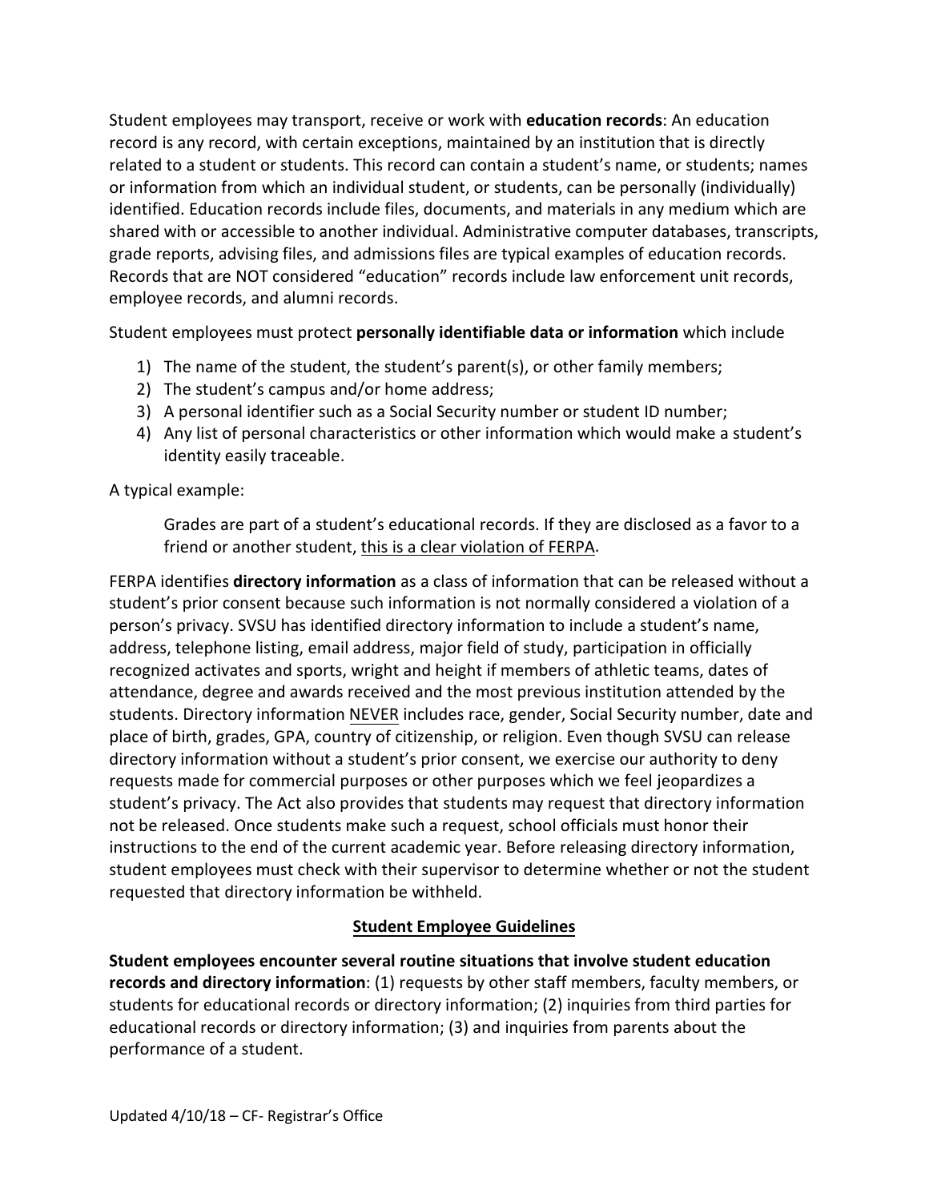Student employees may transport, receive or work with **education records**: An education record is any record, with certain exceptions, maintained by an institution that is directly related to a student or students. This record can contain a student's name, or students; names or information from which an individual student, or students, can be personally (individually) identified. Education records include files, documents, and materials in any medium which are shared with or accessible to another individual. Administrative computer databases, transcripts, grade reports, advising files, and admissions files are typical examples of education records. Records that are NOT considered "education" records include law enforcement unit records, employee records, and alumni records.

Student employees must protect **personally identifiable data or information** which include

1) The name of the student, the student's parent(s), or other family members;
2) The student's campus and/or home address;
3) A personal identifier such as a Social Security number or student ID number;
4) Any list of personal characteristics or other information which would make a student's identity easily traceable.

A typical example:

> Grades are part of a student's educational records. If they are disclosed as a favor to a friend or another student, <u>this is a clear violation of FERPA</u>.

FERPA identifies **directory information** as a class of information that can be released without a student's prior consent because such information is not normally considered a violation of a person's privacy. SVSU has identified directory information to include a student's name, address, telephone listing, email address, major field of study, participation in officially recognized activates and sports, wright and height if members of athletic teams, dates of attendance, degree and awards received and the most previous institution attended by the students. Directory information <u>NEVER</u> includes race, gender, Social Security number, date and place of birth, grades, GPA, country of citizenship, or religion. Even though SVSU can release directory information without a student's prior consent, we exercise our authority to deny requests made for commercial purposes or other purposes which we feel jeopardizes a student's privacy. The Act also provides that students may request that directory information not be released. Once students make such a request, school officials must honor their instructions to the end of the current academic year. Before releasing directory information, student employees must check with their supervisor to determine whether or not the student requested that directory information be withheld.

## Student Employee Guidelines

**Student employees encounter several routine situations that involve student education records and directory information**: (1) requests by other staff members, faculty members, or students for educational records or directory information; (2) inquiries from third parties for educational records or directory information; (3) and inquiries from parents about the performance of a student.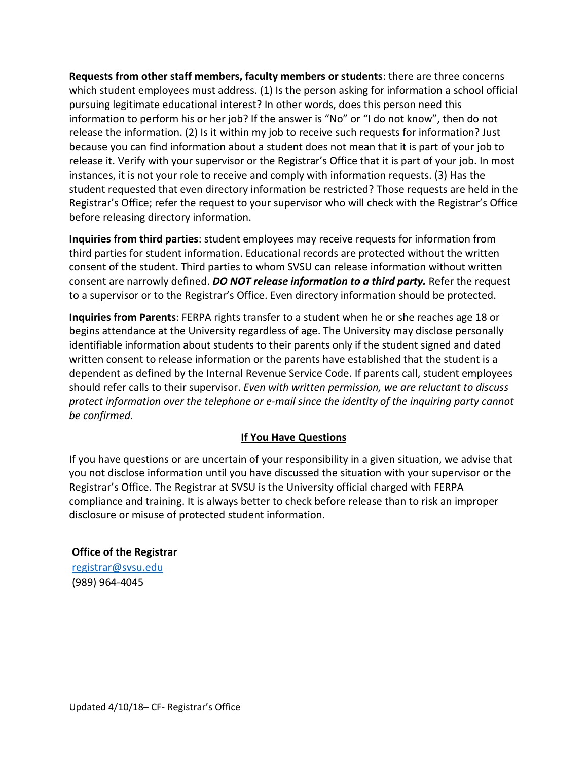**Requests from other staff members, faculty members or students**: there are three concerns which student employees must address. (1) Is the person asking for information a school official pursuing legitimate educational interest? In other words, does this person need this information to perform his or her job? If the answer is "No" or "I do not know", then do not release the information. (2) Is it within my job to receive such requests for information? Just because you can find information about a student does not mean that it is part of your job to release it. Verify with your supervisor or the Registrar's Office that it is part of your job. In most instances, it is not your role to receive and comply with information requests. (3) Has the student requested that even directory information be restricted? Those requests are held in the Registrar's Office; refer the request to your supervisor who will check with the Registrar's Office before releasing directory information.

**Inquiries from third parties**: student employees may receive requests for information from third parties for student information. Educational records are protected without the written consent of the student. Third parties to whom SVSU can release information without written consent are narrowly defined. ***DO NOT release information to a third party.*** Refer the request to a supervisor or to the Registrar's Office. Even directory information should be protected.

**Inquiries from Parents**: FERPA rights transfer to a student when he or she reaches age 18 or begins attendance at the University regardless of age. The University may disclose personally identifiable information about students to their parents only if the student signed and dated written consent to release information or the parents have established that the student is a dependent as defined by the Internal Revenue Service Code. If parents call, student employees should refer calls to their supervisor. *Even with written permission, we are reluctant to discuss protect information over the telephone or e-mail since the identity of the inquiring party cannot be confirmed.*

## If You Have Questions

If you have questions or are uncertain of your responsibility in a given situation, we advise that you not disclose information until you have discussed the situation with your supervisor or the Registrar's Office. The Registrar at SVSU is the University official charged with FERPA compliance and training. It is always better to check before release than to risk an improper disclosure or misuse of protected student information.

**Office of the Registrar**
registrar@svsu.edu
(989) 964-4045

Updated 4/10/18– CF- Registrar's Office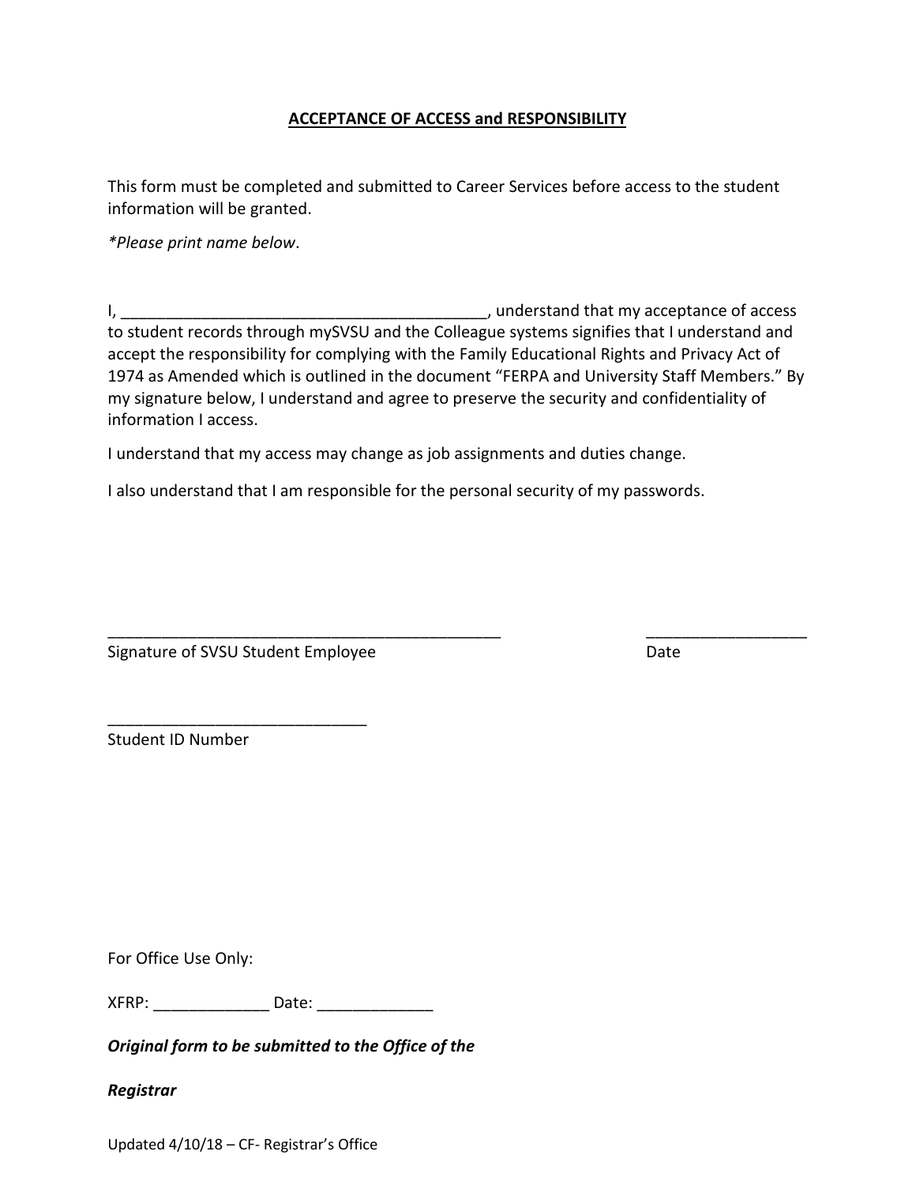# ACCEPTANCE OF ACCESS and RESPONSIBILITY

This form must be completed and submitted to Career Services before access to the student information will be granted.

*\*Please print name below*.

I, _________________________________________, understand that my acceptance of access to student records through mySVSU and the Colleague systems signifies that I understand and accept the responsibility for complying with the Family Educational Rights and Privacy Act of 1974 as Amended which is outlined in the document “FERPA and University Staff Members.” By my signature below, I understand and agree to preserve the security and confidentiality of information I access.

I understand that my access may change as job assignments and duties change.

I also understand that I am responsible for the personal security of my passwords.

_____________________________________________ __________________

Signature of SVSU Student Employee Date

_____________________________

Student ID Number

For Office Use Only:

XFRP: _____________ Date: _____________

***Original form to be submitted to the Office of the***

***Registrar***

Updated 4/10/18 – CF- Registrar’s Office